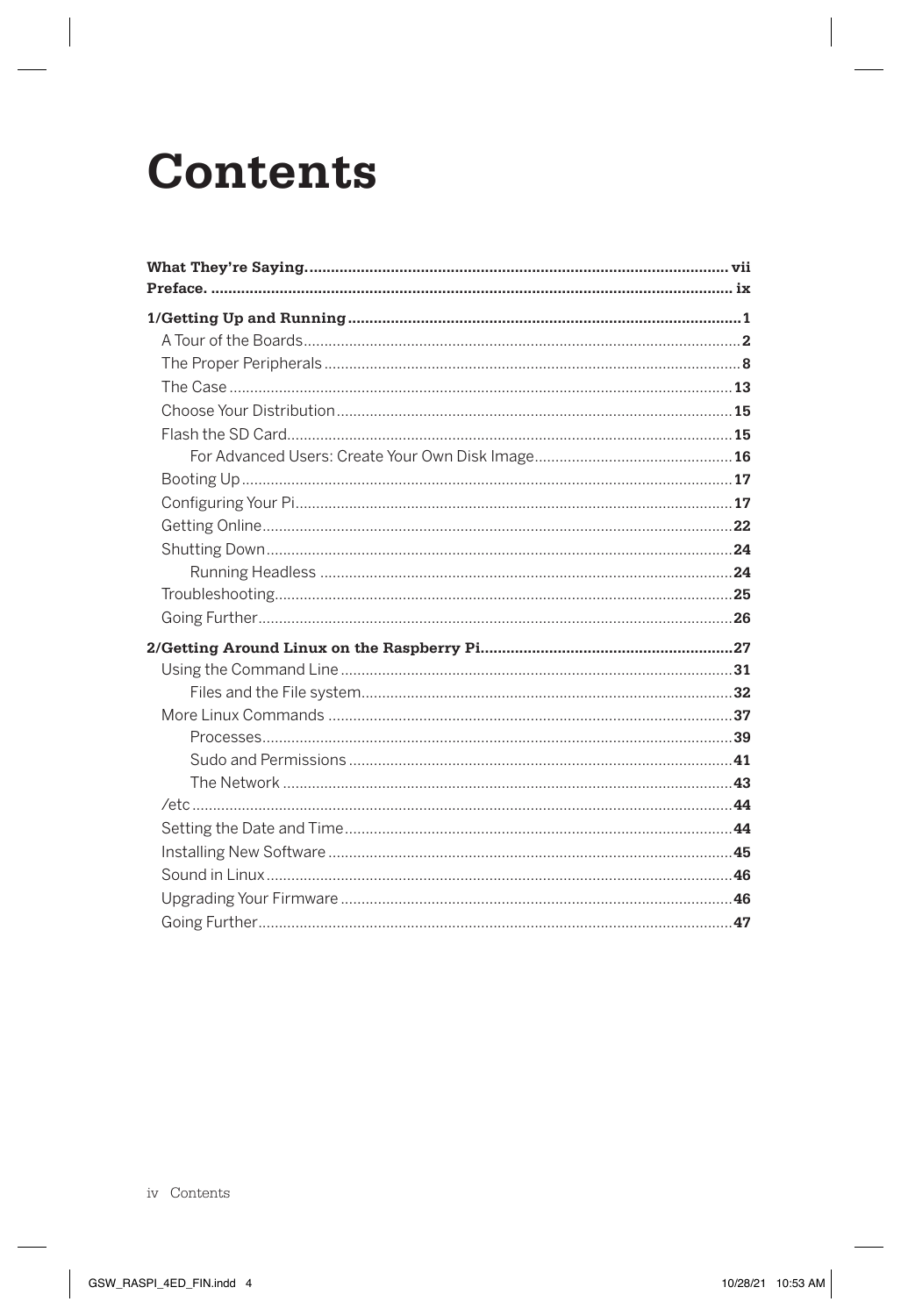# Contents

**What They're Saying** ................................................. vii

**Preface** ................................................. ix

**1/Getting Up and Running** ................................................. 1

- A Tour of the Boards ................................................. 2
- The Proper Peripherals ................................................. 8
- The Case ................................................. 13
- Choose Your Distribution ................................................. 15
- Flash the SD Card ................................................. 15
  - For Advanced Users: Create Your Own Disk Image ................................................. 16
- Booting Up ................................................. 17
- Configuring Your Pi ................................................. 17
- Getting Online ................................................. 22
- Shutting Down ................................................. 24
  - Running Headless ................................................. 24
- Troubleshooting ................................................. 25
- Going Further ................................................. 26

**2/Getting Around Linux on the Raspberry Pi** ................................................. 27

- Using the Command Line ................................................. 31
  - Files and the File system ................................................. 32
- More Linux Commands ................................................. 37
  - Processes ................................................. 39
  - Sudo and Permissions ................................................. 41
  - The Network ................................................. 43
- /etc ................................................. 44
- Setting the Date and Time ................................................. 44
- Installing New Software ................................................. 45
- Sound in Linux ................................................. 46
- Upgrading Your Firmware ................................................. 46
- Going Further ................................................. 47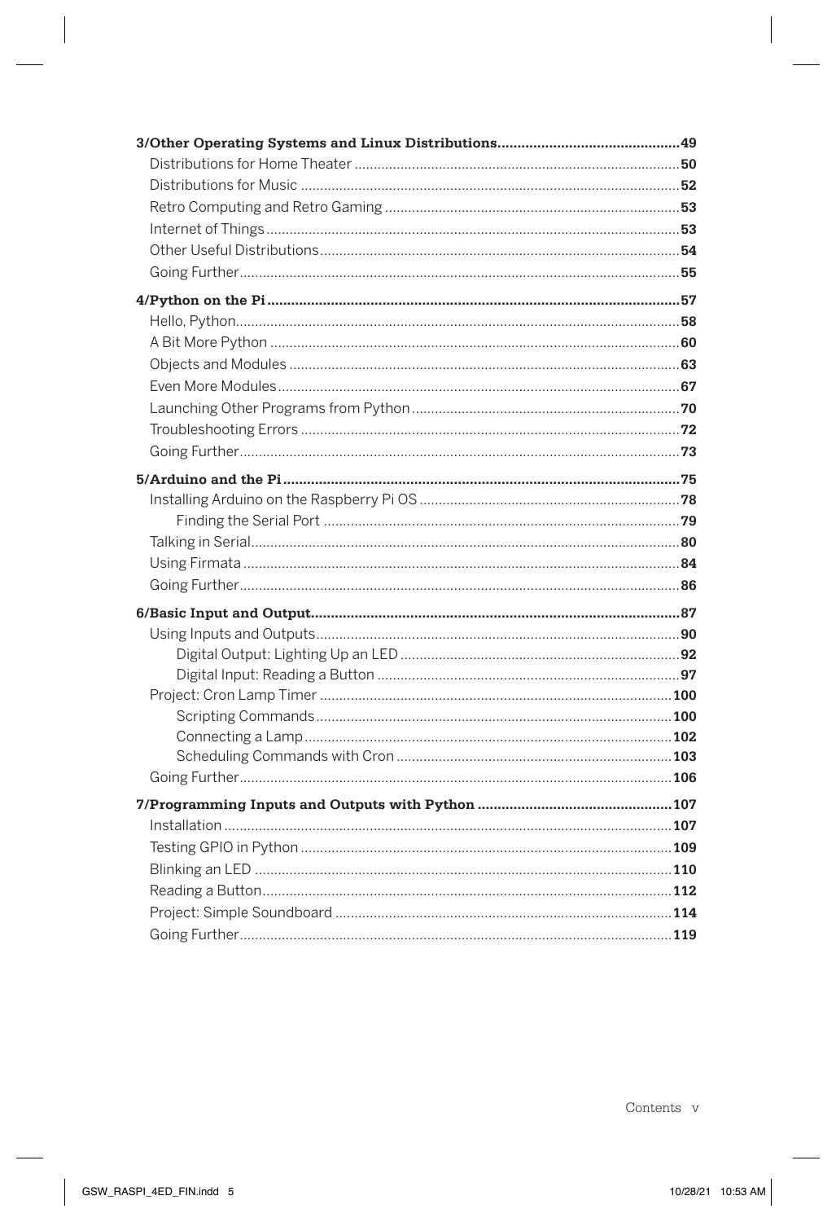**3/Other Operating Systems and Linux Distributions....49**
- Distributions for Home Theater....50
- Distributions for Music....52
- Retro Computing and Retro Gaming....53
- Internet of Things....53
- Other Useful Distributions....54
- Going Further....55

**4/Python on the Pi....57**
- Hello, Python....58
- A Bit More Python....60
- Objects and Modules....63
- Even More Modules....67
- Launching Other Programs from Python....70
- Troubleshooting Errors....72
- Going Further....73

**5/Arduino and the Pi....75**
- Installing Arduino on the Raspberry Pi OS....78
  - Finding the Serial Port....79
- Talking in Serial....80
- Using Firmata....84
- Going Further....86

**6/Basic Input and Output....87**
- Using Inputs and Outputs....90
  - Digital Output: Lighting Up an LED....92
  - Digital Input: Reading a Button....97
- Project: Cron Lamp Timer....100
  - Scripting Commands....100
  - Connecting a Lamp....102
  - Scheduling Commands with Cron....103
- Going Further....106

**7/Programming Inputs and Outputs with Python....107**
- Installation....107
- Testing GPIO in Python....109
- Blinking an LED....110
- Reading a Button....112
- Project: Simple Soundboard....114
- Going Further....119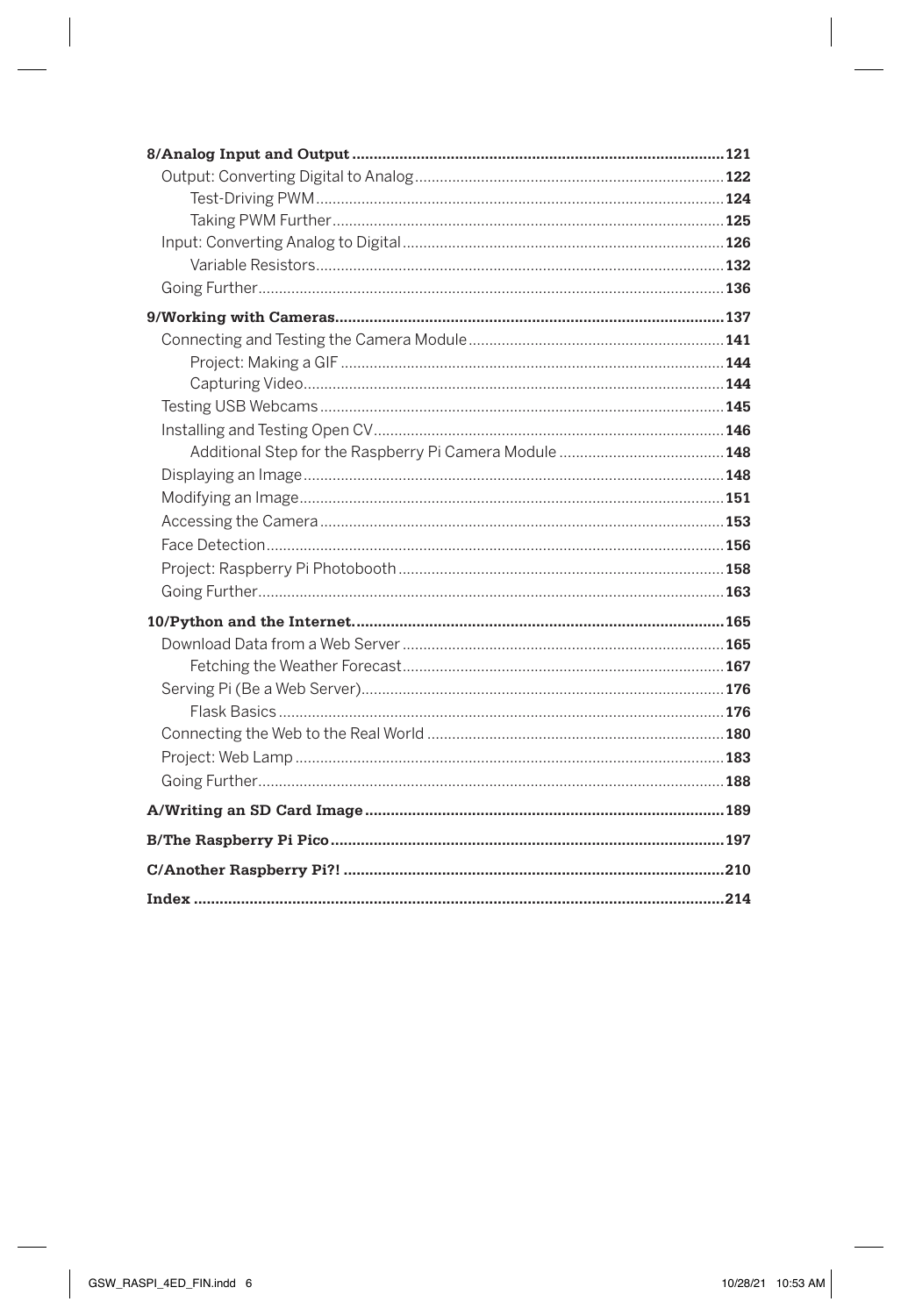**8/Analog Input and Output** .......... **121**
- Output: Converting Digital to Analog .......... **122**
  - Test-Driving PWM .......... **124**
  - Taking PWM Further .......... **125**
- Input: Converting Analog to Digital .......... **126**
  - Variable Resistors .......... **132**
- Going Further .......... **136**

**9/Working with Cameras** .......... **137**
- Connecting and Testing the Camera Module .......... **141**
  - Project: Making a GIF .......... **144**
  - Capturing Video .......... **144**
- Testing USB Webcams .......... **145**
- Installing and Testing Open CV .......... **146**
  - Additional Step for the Raspberry Pi Camera Module .......... **148**
- Displaying an Image .......... **148**
- Modifying an Image .......... **151**
- Accessing the Camera .......... **153**
- Face Detection .......... **156**
- Project: Raspberry Pi Photobooth .......... **158**
- Going Further .......... **163**

**10/Python and the Internet** .......... **165**
- Download Data from a Web Server .......... **165**
  - Fetching the Weather Forecast .......... **167**
- Serving Pi (Be a Web Server) .......... **176**
  - Flask Basics .......... **176**
- Connecting the Web to the Real World .......... **180**
- Project: Web Lamp .......... **183**
- Going Further .......... **188**

**A/Writing an SD Card Image** .......... **189**

**B/The Raspberry Pi Pico** .......... **197**

**C/Another Raspberry Pi?!** .......... **210**

**Index** .......... **214**